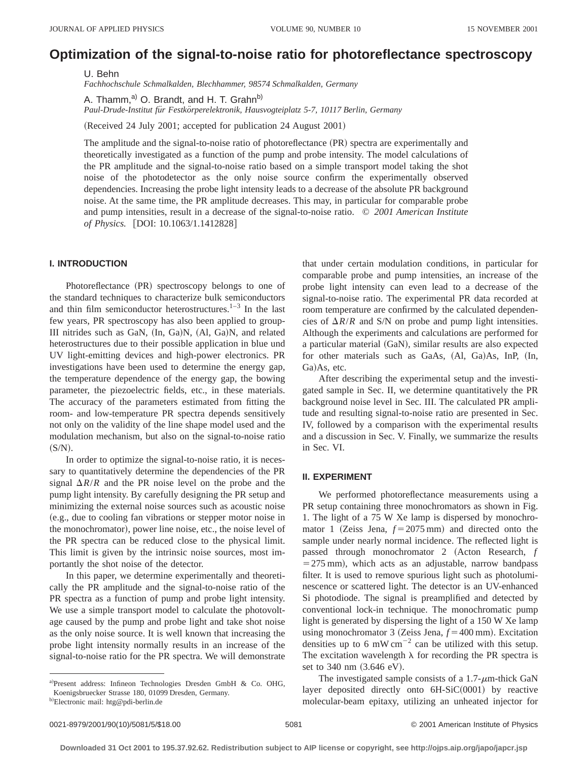# Optimization of the signal-to-noise ratio for photoreflectance spectroscopy

U. Behn
*Fachhochschule Schmalkalden, Blechhammer, 98574 Schmalkalden, Germany*

A. Thamm,[a] O. Brandt, and H. T. Grahn[b]
*Paul-Drude-Institut für Festkörperelektronik, Hausvogteiplatz 5-7, 10117 Berlin, Germany*

(Received 24 July 2001; accepted for publication 24 August 2001)

The amplitude and the signal-to-noise ratio of photoreflectance (PR) spectra are experimentally and theoretically investigated as a function of the pump and probe intensity. The model calculations of the PR amplitude and the signal-to-noise ratio based on a simple transport model taking the shot noise of the photodetector as the only noise source confirm the experimentally observed dependencies. Increasing the probe light intensity leads to a decrease of the absolute PR background noise. At the same time, the PR amplitude decreases. This may, in particular for comparable probe and pump intensities, result in a decrease of the signal-to-noise ratio. © *2001 American Institute of Physics.* [DOI: 10.1063/1.1412828]

## I. INTRODUCTION

Photoreflectance (PR) spectroscopy belongs to one of the standard techniques to characterize bulk semiconductors and thin film semiconductor heterostructures.[1–3] In the last few years, PR spectroscopy has also been applied to group-III nitrides such as GaN, (In, Ga)N, (Al, Ga)N, and related heterostructures due to their possible application in blue und UV light-emitting devices and high-power electronics. PR investigations have been used to determine the energy gap, the temperature dependence of the energy gap, the bowing parameter, the piezoelectric fields, etc., in these materials. The accuracy of the parameters estimated from fitting the room- and low-temperature PR spectra depends sensitively not only on the validity of the line shape model used and the modulation mechanism, but also on the signal-to-noise ratio (S/N).

In order to optimize the signal-to-noise ratio, it is necessary to quantitatively determine the dependencies of the PR signal $\Delta R/R$ and the PR noise level on the probe and the pump light intensity. By carefully designing the PR setup and minimizing the external noise sources such as acoustic noise (e.g., due to cooling fan vibrations or stepper motor noise in the monochromator), power line noise, etc., the noise level of the PR spectra can be reduced close to the physical limit. This limit is given by the intrinsic noise sources, most importantly the shot noise of the detector.

In this paper, we determine experimentally and theoretically the PR amplitude and the signal-to-noise ratio of the PR spectra as a function of pump and probe light intensity. We use a simple transport model to calculate the photovoltage caused by the pump and probe light and take shot noise as the only noise source. It is well known that increasing the probe light intensity normally results in an increase of the signal-to-noise ratio for the PR spectra. We will demonstrate that under certain modulation conditions, in particular for comparable probe and pump intensities, an increase of the probe light intensity can even lead to a decrease of the signal-to-noise ratio. The experimental PR data recorded at room temperature are confirmed by the calculated dependencies of $\Delta R/R$ and S/N on probe and pump light intensities. Although the experiments and calculations are performed for a particular material (GaN), similar results are also expected for other materials such as GaAs, (Al, Ga)As, InP, (In, Ga)As, etc.

After describing the experimental setup and the investigated sample in Sec. II, we determine quantitatively the PR background noise level in Sec. III. The calculated PR amplitude and resulting signal-to-noise ratio are presented in Sec. IV, followed by a comparison with the experimental results and a discussion in Sec. V. Finally, we summarize the results in Sec. VI.

## II. EXPERIMENT

We performed photoreflectance measurements using a PR setup containing three monochromators as shown in Fig. 1. The light of a 75 W Xe lamp is dispersed by monochromator 1 (Zeiss Jena, $f=2075$ mm) and directed onto the sample under nearly normal incidence. The reflected light is passed through monochromator 2 (Acton Research, $f=275$ mm), which acts as an adjustable, narrow bandpass filter. It is used to remove spurious light such as photoluminescence or scattered light. The detector is an UV-enhanced Si photodiode. The signal is preamplified and detected by conventional lock-in technique. The monochromatic pump light is generated by dispersing the light of a 150 W Xe lamp using monochromator 3 (Zeiss Jena, $f=400$ mm). Excitation densities up to 6 mW cm$^{-2}$ can be utilized with this setup. The excitation wavelength $\lambda$ for recording the PR spectra is set to 340 nm (3.646 eV).

The investigated sample consists of a 1.7-$\mu$m-thick GaN layer deposited directly onto 6H-SiC(0001) by reactive molecular-beam epitaxy, utilizing an unheated injector for

[a] Present address: Infineon Technologies Dresden GmbH & Co. OHG, Koenigsbruecker Strasse 180, 01099 Dresden, Germany.

[b] Electronic mail: htg@pdi-berlin.de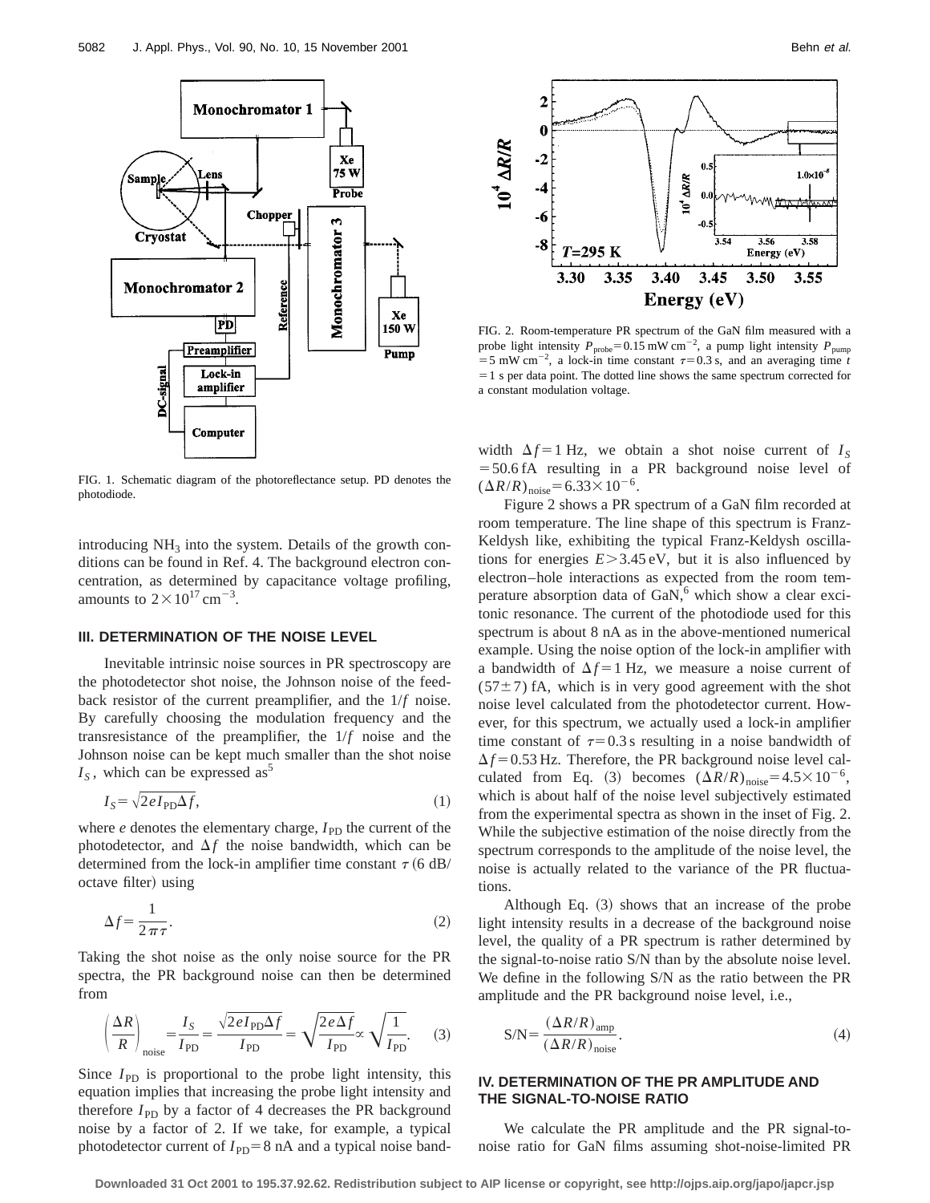FIG. 1. Schematic diagram of the photoreflectance setup. PD denotes the photodiode.

introducing $NH_3$ into the system. Details of the growth conditions can be found in Ref. 4. The background electron concentration, as determined by capacitance voltage profiling, amounts to $2\times10^{17}\,\mathrm{cm}^{-3}$.

## III. DETERMINATION OF THE NOISE LEVEL

Inevitable intrinsic noise sources in PR spectroscopy are the photodetector shot noise, the Johnson noise of the feedback resistor of the current preamplifier, and the $1/f$ noise. By carefully choosing the modulation frequency and the transresistance of the preamplifier, the $1/f$ noise and the Johnson noise can be kept much smaller than the shot noise $I_S$, which can be expressed as[5]

$$I_S=\sqrt{2eI_{\mathrm{PD}}\Delta f}, \tag{1}$$

where $e$ denotes the elementary charge, $I_{\mathrm{PD}}$ the current of the photodetector, and $\Delta f$ the noise bandwidth, which can be determined from the lock-in amplifier time constant $\tau$ (6 dB/octave filter) using

$$\Delta f=\frac{1}{2\pi\tau}. \tag{2}$$

Taking the shot noise as the only noise source for the PR spectra, the PR background noise can then be determined from

$$\left(\frac{\Delta R}{R}\right)_{\mathrm{noise}}=\frac{I_S}{I_{\mathrm{PD}}}=\frac{\sqrt{2eI_{\mathrm{PD}}\Delta f}}{I_{\mathrm{PD}}}=\sqrt{\frac{2e\Delta f}{I_{\mathrm{PD}}}}\propto\sqrt{\frac{1}{I_{\mathrm{PD}}}}. \tag{3}$$

Since $I_{\mathrm{PD}}$ is proportional to the probe light intensity, this equation implies that increasing the probe light intensity and therefore $I_{\mathrm{PD}}$ by a factor of 4 decreases the PR background noise by a factor of 2. If we take, for example, a typical photodetector current of $I_{\mathrm{PD}}=8$ nA and a typical noise bandwidth $\Delta f=1$ Hz, we obtain a shot noise current of $I_S=50.6$ fA resulting in a PR background noise level of $(\Delta R/R)_{\mathrm{noise}}=6.33\times10^{-6}$.

FIG. 2. Room-temperature PR spectrum of the GaN film measured with a probe light intensity $P_{\mathrm{probe}}=0.15\,\mathrm{mW\,cm}^{-2}$, a pump light intensity $P_{\mathrm{pump}}=5\,\mathrm{mW\,cm}^{-2}$, a lock-in time constant $\tau=0.3$ s, and an averaging time $t=1$ s per data point. The dotted line shows the same spectrum corrected for a constant modulation voltage.

Figure 2 shows a PR spectrum of a GaN film recorded at room temperature. The line shape of this spectrum is Franz-Keldysh like, exhibiting the typical Franz-Keldysh oscillations for energies $E>3.45$ eV, but it is also influenced by electron–hole interactions as expected from the room temperature absorption data of GaN,[6] which show a clear excitonic resonance. The current of the photodiode used for this spectrum is about 8 nA as in the above-mentioned numerical example. Using the noise option of the lock-in amplifier with a bandwidth of $\Delta f=1$ Hz, we measure a noise current of $(57\pm7)$ fA, which is in very good agreement with the shot noise level calculated from the photodetector current. However, for this spectrum, we actually used a lock-in amplifier time constant of $\tau=0.3$ s resulting in a noise bandwidth of $\Delta f=0.53$ Hz. Therefore, the PR background noise level calculated from Eq. (3) becomes $(\Delta R/R)_{\mathrm{noise}}=4.5\times10^{-6}$, which is about half of the noise level subjectively estimated from the experimental spectra as shown in the inset of Fig. 2. While the subjective estimation of the noise directly from the spectrum corresponds to the amplitude of the noise level, the noise is actually related to the variance of the PR fluctuations.

Although Eq. (3) shows that an increase of the probe light intensity results in a decrease of the background noise level, the quality of a PR spectrum is rather determined by the signal-to-noise ratio S/N than by the absolute noise level. We define in the following S/N as the ratio between the PR amplitude and the PR background noise level, i.e.,

$$\mathrm{S/N}=\frac{(\Delta R/R)_{\mathrm{amp}}}{(\Delta R/R)_{\mathrm{noise}}}. \tag{4}$$

## IV. DETERMINATION OF THE PR AMPLITUDE AND THE SIGNAL-TO-NOISE RATIO

We calculate the PR amplitude and the PR signal-to-noise ratio for GaN films assuming shot-noise-limited PR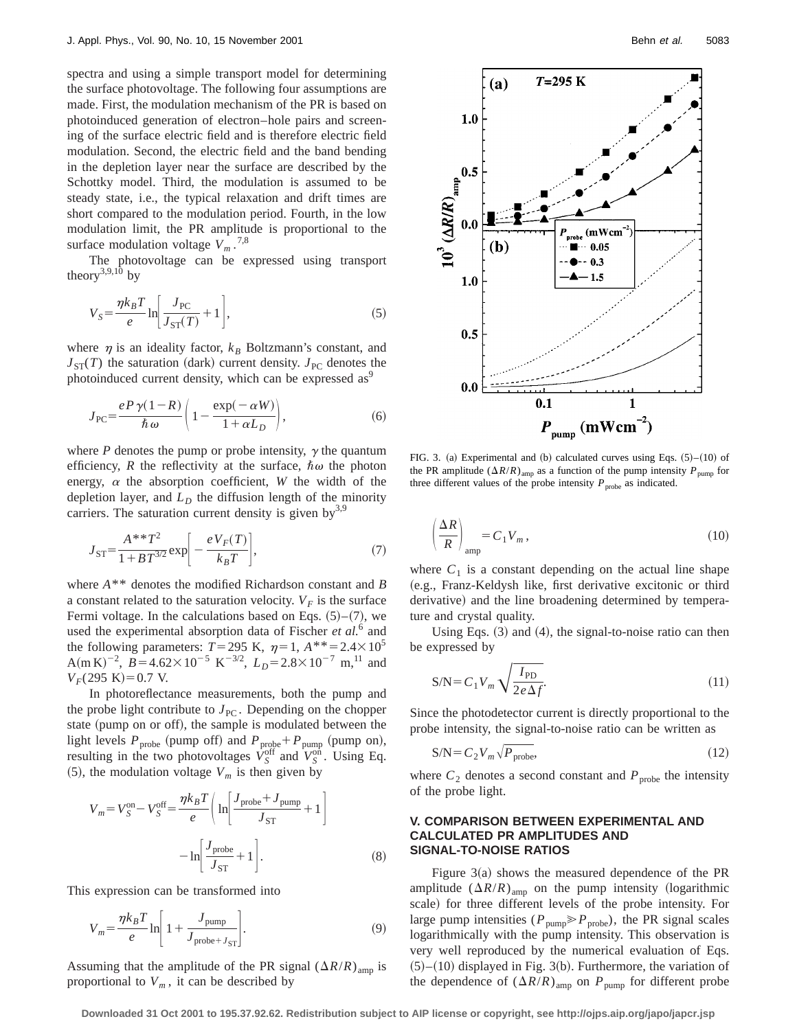spectra and using a simple transport model for determining the surface photovoltage. The following four assumptions are made. First, the modulation mechanism of the PR is based on photoinduced generation of electron–hole pairs and screening of the surface electric field and is therefore electric field modulation. Second, the electric field and the band bending in the depletion layer near the surface are described by the Schottky model. Third, the modulation is assumed to be steady state, i.e., the typical relaxation and drift times are short compared to the modulation period. Fourth, in the low modulation limit, the PR amplitude is proportional to the surface modulation voltage $V_m$.[7,8]

The photovoltage can be expressed using transport theory[3,9,10] by

$$V_S = \frac{\eta k_B T}{e} \ln\left[\frac{J_{\mathrm{PC}}}{J_{\mathrm{ST}}(T)} + 1\right], \tag{5}$$

where $\eta$ is an ideality factor, $k_B$ Boltzmann's constant, and $J_{\mathrm{ST}}(T)$ the saturation (dark) current density. $J_{\mathrm{PC}}$ denotes the photoinduced current density, which can be expressed as[9]

$$J_{\mathrm{PC}} = \frac{eP\gamma(1-R)}{\hbar\omega}\left(1 - \frac{\exp(-\alpha W)}{1+\alpha L_D}\right), \tag{6}$$

where $P$ denotes the pump or probe intensity, $\gamma$ the quantum efficiency, $R$ the reflectivity at the surface, $\hbar\omega$ the photon energy, $\alpha$ the absorption coefficient, $W$ the width of the depletion layer, and $L_D$ the diffusion length of the minority carriers. The saturation current density is given by[3,9]

$$J_{\mathrm{ST}} = \frac{A^{**}T^2}{1+BT^{3/2}} \exp\left[-\frac{eV_F(T)}{k_B T}\right], \tag{7}$$

where $A^{**}$ denotes the modified Richardson constant and $B$ a constant related to the saturation velocity. $V_F$ is the surface Fermi voltage. In the calculations based on Eqs. (5)–(7), we used the experimental absorption data of Fischer *et al.*[6] and the following parameters: $T = 295$ K, $\eta = 1$, $A^{**} = 2.4\times10^5$ A(m K)$^{-2}$, $B = 4.62\times10^{-5}$ K$^{-3/2}$, $L_D = 2.8\times10^{-7}$ m,[11] and $V_F(295\ \mathrm{K}) = 0.7$ V.

In photoreflectance measurements, both the pump and the probe light contribute to $J_{\mathrm{PC}}$. Depending on the chopper state (pump on or off), the sample is modulated between the light levels $P_{\mathrm{probe}}$ (pump off) and $P_{\mathrm{probe}} + P_{\mathrm{pump}}$ (pump on), resulting in the two photovoltages $V_S^{\mathrm{off}}$ and $V_S^{\mathrm{on}}$. Using Eq. (5), the modulation voltage $V_m$ is then given by

$$V_m = V_S^{\mathrm{on}} - V_S^{\mathrm{off}} = \frac{\eta k_B T}{e}\left(\ln\left[\frac{J_{\mathrm{probe}} + J_{\mathrm{pump}}}{J_{\mathrm{ST}}} + 1\right] - \ln\left[\frac{J_{\mathrm{probe}}}{J_{\mathrm{ST}}} + 1\right]\right). \tag{8}$$

This expression can be transformed into

$$V_m = \frac{\eta k_B T}{e} \ln\left[1 + \frac{J_{\mathrm{pump}}}{J_{\mathrm{probe}+J_{\mathrm{ST}}}}\right]. \tag{9}$$

Assuming that the amplitude of the PR signal $(\Delta R/R)_{\mathrm{amp}}$ is proportional to $V_m$, it can be described by

FIG. 3. (a) Experimental and (b) calculated curves using Eqs. (5)–(10) of the PR amplitude $(\Delta R/R)_{\mathrm{amp}}$ as a function of the pump intensity $P_{\mathrm{pump}}$ for three different values of the probe intensity $P_{\mathrm{probe}}$ as indicated.

$$\left(\frac{\Delta R}{R}\right)_{\mathrm{amp}} = C_1 V_m, \tag{10}$$

where $C_1$ is a constant depending on the actual line shape (e.g., Franz-Keldysh like, first derivative excitonic or third derivative) and the line broadening determined by temperature and crystal quality.

Using Eqs. (3) and (4), the signal-to-noise ratio can then be expressed by

$$\mathrm{S/N} = C_1 V_m \sqrt{\frac{I_{\mathrm{PD}}}{2e\Delta f}}. \tag{11}$$

Since the photodetector current is directly proportional to the probe intensity, the signal-to-noise ratio can be written as

$$\mathrm{S/N} = C_2 V_m \sqrt{P_{\mathrm{probe}}}, \tag{12}$$

where $C_2$ denotes a second constant and $P_{\mathrm{probe}}$ the intensity of the probe light.

## V. COMPARISON BETWEEN EXPERIMENTAL AND CALCULATED PR AMPLITUDES AND SIGNAL-TO-NOISE RATIOS

Figure 3(a) shows the measured dependence of the PR amplitude $(\Delta R/R)_{\mathrm{amp}}$ on the pump intensity (logarithmic scale) for three different levels of the probe intensity. For large pump intensities ($P_{\mathrm{pump}} \gg P_{\mathrm{probe}}$), the PR signal scales logarithmically with the pump intensity. This observation is very well reproduced by the numerical evaluation of Eqs. (5)–(10) displayed in Fig. 3(b). Furthermore, the variation of the dependence of $(\Delta R/R)_{\mathrm{amp}}$ on $P_{\mathrm{pump}}$ for different probe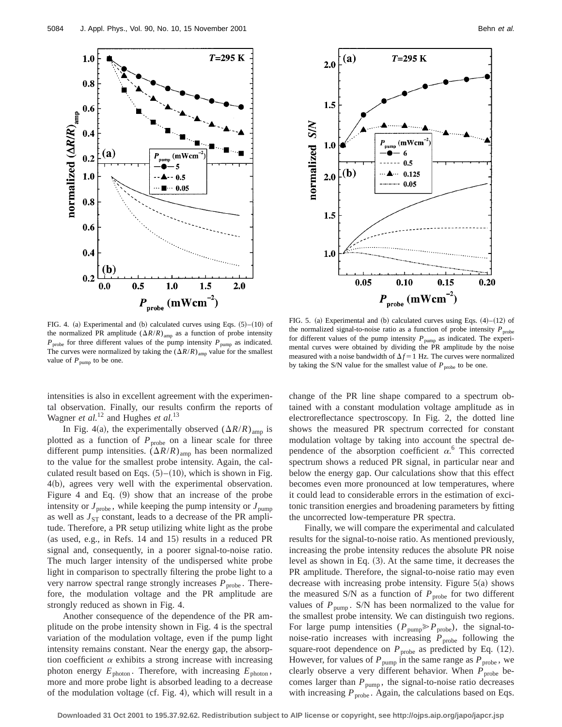FIG. 4. (a) Experimental and (b) calculated curves using Eqs. (5)–(10) of the normalized PR amplitude $(\Delta R/R)_{amp}$ as a function of probe intensity $P_{probe}$ for three different values of the pump intensity $P_{pump}$ as indicated. The curves were normalized by taking the $(\Delta R/R)_{amp}$ value for the smallest value of $P_{pump}$ to be one.

FIG. 5. (a) Experimental and (b) calculated curves using Eqs. (4)–(12) of the normalized signal-to-noise ratio as a function of probe intensity $P_{probe}$ for different values of the pump intensity $P_{pump}$ as indicated. The experimental curves were obtained by dividing the PR amplitude by the noise measured with a noise bandwidth of $\Delta f = 1$ Hz. The curves were normalized by taking the S/N value for the smallest value of $P_{probe}$ to be one.

intensities is also in excellent agreement with the experimental observation. Finally, our results confirm the reports of Wagner *et al.*[12] and Hughes *et al.*[13]

In Fig. 4(a), the experimentally observed $(\Delta R/R)_{amp}$ is plotted as a function of $P_{probe}$ on a linear scale for three different pump intensities. $(\Delta R/R)_{amp}$ has been normalized to the value for the smallest probe intensity. Again, the calculated result based on Eqs. (5)–(10), which is shown in Fig. 4(b), agrees very well with the experimental observation. Figure 4 and Eq. (9) show that an increase of the probe intensity or $J_{probe}$, while keeping the pump intensity or $J_{pump}$ as well as $J_{ST}$ constant, leads to a decrease of the PR amplitude. Therefore, a PR setup utilizing white light as the probe (as used, e.g., in Refs. 14 and 15) results in a reduced PR signal and, consequently, in a poorer signal-to-noise ratio. The much larger intensity of the undispersed white probe light in comparison to spectrally filtering the probe light to a very narrow spectral range strongly increases $P_{probe}$. Therefore, the modulation voltage and the PR amplitude are strongly reduced as shown in Fig. 4.

Another consequence of the dependence of the PR amplitude on the probe intensity shown in Fig. 4 is the spectral variation of the modulation voltage, even if the pump light intensity remains constant. Near the energy gap, the absorption coefficient $\alpha$ exhibits a strong increase with increasing photon energy $E_{photon}$. Therefore, with increasing $E_{photon}$, more and more probe light is absorbed leading to a decrease of the modulation voltage (cf. Fig. 4), which will result in a change of the PR line shape compared to a spectrum obtained with a constant modulation voltage amplitude as in electroreflectance spectroscopy. In Fig. 2, the dotted line shows the measured PR spectrum corrected for constant modulation voltage by taking into account the spectral dependence of the absorption coefficient $\alpha$.[6] This corrected spectrum shows a reduced PR signal, in particular near and below the energy gap. Our calculations show that this effect becomes even more pronounced at low temperatures, where it could lead to considerable errors in the estimation of excitonic transition energies and broadening parameters by fitting the uncorrected low-temperature PR spectra.

Finally, we will compare the experimental and calculated results for the signal-to-noise ratio. As mentioned previously, increasing the probe intensity reduces the absolute PR noise level as shown in Eq. (3). At the same time, it decreases the PR amplitude. Therefore, the signal-to-noise ratio may even decrease with increasing probe intensity. Figure 5(a) shows the measured S/N as a function of $P_{probe}$ for two different values of $P_{pump}$. S/N has been normalized to the value for the smallest probe intensity. We can distinguish two regions. For large pump intensities ($P_{pump} \gg P_{probe}$), the signal-to-noise-ratio increases with increasing $P_{probe}$ following the square-root dependence on $P_{probe}$ as predicted by Eq. (12). However, for values of $P_{pump}$ in the same range as $P_{probe}$, we clearly observe a very different behavior. When $P_{probe}$ becomes larger than $P_{pump}$, the signal-to-noise ratio decreases with increasing $P_{probe}$. Again, the calculations based on Eqs.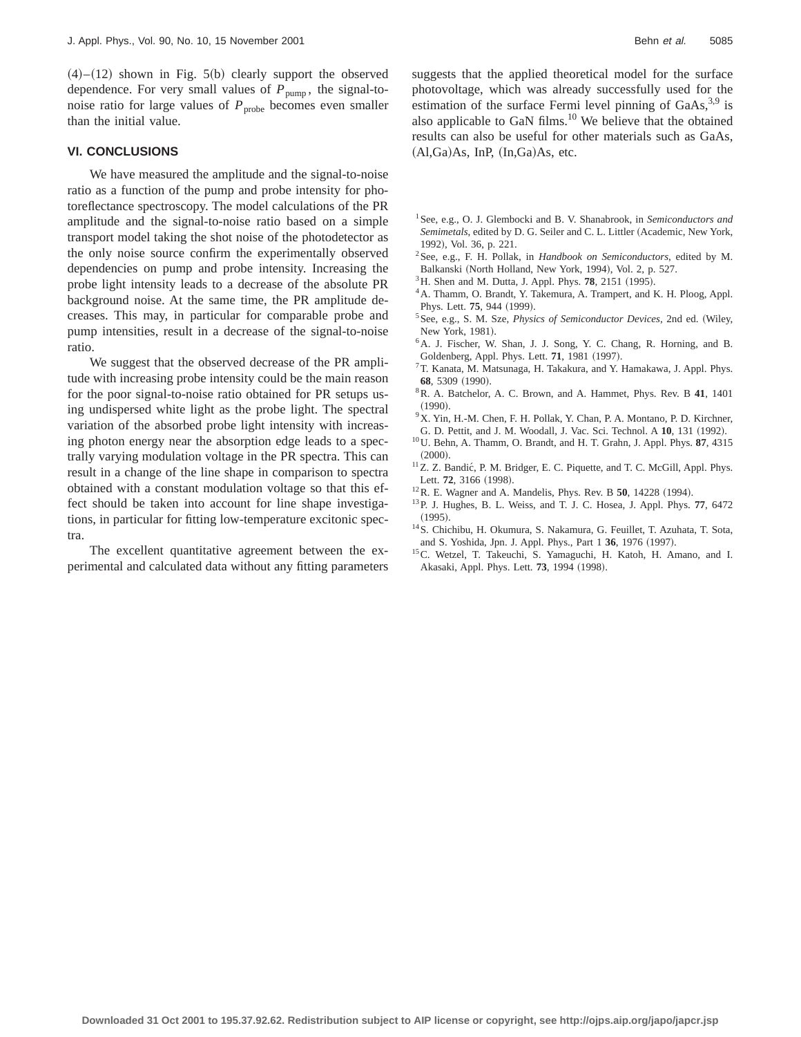(4)–(12) shown in Fig. 5(b) clearly support the observed dependence. For very small values of $P_{pump}$, the signal-to-noise ratio for large values of $P_{probe}$ becomes even smaller than the initial value.

## VI. CONCLUSIONS

We have measured the amplitude and the signal-to-noise ratio as a function of the pump and probe intensity for photoreflectance spectroscopy. The model calculations of the PR amplitude and the signal-to-noise ratio based on a simple transport model taking the shot noise of the photodetector as the only noise source confirm the experimentally observed dependencies on pump and probe intensity. Increasing the probe light intensity leads to a decrease of the absolute PR background noise. At the same time, the PR amplitude decreases. This may, in particular for comparable probe and pump intensities, result in a decrease of the signal-to-noise ratio.

We suggest that the observed decrease of the PR amplitude with increasing probe intensity could be the main reason for the poor signal-to-noise ratio obtained for PR setups using undispersed white light as the probe light. The spectral variation of the absorbed probe light intensity with increasing photon energy near the absorption edge leads to a spectrally varying modulation voltage in the PR spectra. This can result in a change of the line shape in comparison to spectra obtained with a constant modulation voltage so that this effect should be taken into account for line shape investigations, in particular for fitting low-temperature excitonic spectra.

The excellent quantitative agreement between the experimental and calculated data without any fitting parameters suggests that the applied theoretical model for the surface photovoltage, which was already successfully used for the estimation of the surface Fermi level pinning of GaAs,[3,9] is also applicable to GaN films.[10] We believe that the obtained results can also be useful for other materials such as GaAs, (Al,Ga)As, InP, (In,Ga)As, etc.

[1] See, e.g., O. J. Glembocki and B. V. Shanabrook, in *Semiconductors and Semimetals*, edited by D. G. Seiler and C. L. Littler (Academic, New York, 1992), Vol. 36, p. 221.

[2] See, e.g., F. H. Pollak, in *Handbook on Semiconductors*, edited by M. Balkanski (North Holland, New York, 1994), Vol. 2, p. 527.

[3] H. Shen and M. Dutta, J. Appl. Phys. **78**, 2151 (1995).

[4] A. Thamm, O. Brandt, Y. Takemura, A. Trampert, and K. H. Ploog, Appl. Phys. Lett. **75**, 944 (1999).

[5] See, e.g., S. M. Sze, *Physics of Semiconductor Devices*, 2nd ed. (Wiley, New York, 1981).

[6] A. J. Fischer, W. Shan, J. J. Song, Y. C. Chang, R. Horning, and B. Goldenberg, Appl. Phys. Lett. **71**, 1981 (1997).

[7] T. Kanata, M. Matsunaga, H. Takakura, and Y. Hamakawa, J. Appl. Phys. **68**, 5309 (1990).

[8] R. A. Batchelor, A. C. Brown, and A. Hammet, Phys. Rev. B **41**, 1401 (1990).

[9] X. Yin, H.-M. Chen, F. H. Pollak, Y. Chan, P. A. Montano, P. D. Kirchner, G. D. Pettit, and J. M. Woodall, J. Vac. Sci. Technol. A **10**, 131 (1992).

[10] U. Behn, A. Thamm, O. Brandt, and H. T. Grahn, J. Appl. Phys. **87**, 4315 (2000).

[11] Z. Z. Bandić, P. M. Bridger, E. C. Piquette, and T. C. McGill, Appl. Phys. Lett. **72**, 3166 (1998).

[12] R. E. Wagner and A. Mandelis, Phys. Rev. B **50**, 14228 (1994).

[13] P. J. Hughes, B. L. Weiss, and T. J. C. Hosea, J. Appl. Phys. **77**, 6472 (1995).

[14] S. Chichibu, H. Okumura, S. Nakamura, G. Feuillet, T. Azuhata, T. Sota, and S. Yoshida, Jpn. J. Appl. Phys., Part 1 **36**, 1976 (1997).

[15] C. Wetzel, T. Takeuchi, S. Yamaguchi, H. Katoh, H. Amano, and I. Akasaki, Appl. Phys. Lett. **73**, 1994 (1998).